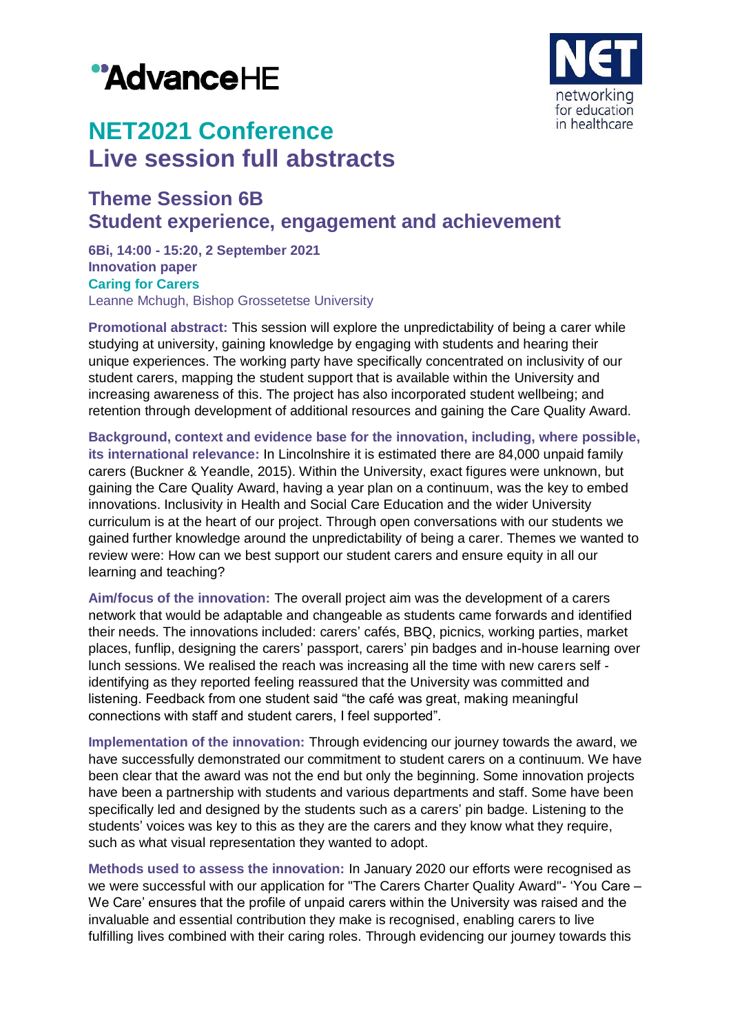# NET2021 Conference
# Live session full abstracts

## Theme Session 6B
## Student experience, engagement and achievement

**6Bi, 14:00 - 15:20, 2 September 2021**
**Innovation paper**
**Caring for Carers**
Leanne Mchugh, Bishop Grossetetse University

**Promotional abstract:** This session will explore the unpredictability of being a carer while studying at university, gaining knowledge by engaging with students and hearing their unique experiences. The working party have specifically concentrated on inclusivity of our student carers, mapping the student support that is available within the University and increasing awareness of this. The project has also incorporated student wellbeing; and retention through development of additional resources and gaining the Care Quality Award.

**Background, context and evidence base for the innovation, including, where possible, its international relevance:** In Lincolnshire it is estimated there are 84,000 unpaid family carers (Buckner & Yeandle, 2015). Within the University, exact figures were unknown, but gaining the Care Quality Award, having a year plan on a continuum, was the key to embed innovations. Inclusivity in Health and Social Care Education and the wider University curriculum is at the heart of our project. Through open conversations with our students we gained further knowledge around the unpredictability of being a carer. Themes we wanted to review were: How can we best support our student carers and ensure equity in all our learning and teaching?

**Aim/focus of the innovation:** The overall project aim was the development of a carers network that would be adaptable and changeable as students came forwards and identified their needs. The innovations included: carers' cafés, BBQ, picnics, working parties, market places, funflip, designing the carers' passport, carers' pin badges and in-house learning over lunch sessions. We realised the reach was increasing all the time with new carers self - identifying as they reported feeling reassured that the University was committed and listening. Feedback from one student said "the café was great, making meaningful connections with staff and student carers, I feel supported".

**Implementation of the innovation:** Through evidencing our journey towards the award, we have successfully demonstrated our commitment to student carers on a continuum. We have been clear that the award was not the end but only the beginning. Some innovation projects have been a partnership with students and various departments and staff. Some have been specifically led and designed by the students such as a carers' pin badge. Listening to the students' voices was key to this as they are the carers and they know what they require, such as what visual representation they wanted to adopt.

**Methods used to assess the innovation:** In January 2020 our efforts were recognised as we were successful with our application for "The Carers Charter Quality Award"- 'You Care – We Care' ensures that the profile of unpaid carers within the University was raised and the invaluable and essential contribution they make is recognised, enabling carers to live fulfilling lives combined with their caring roles. Through evidencing our journey towards this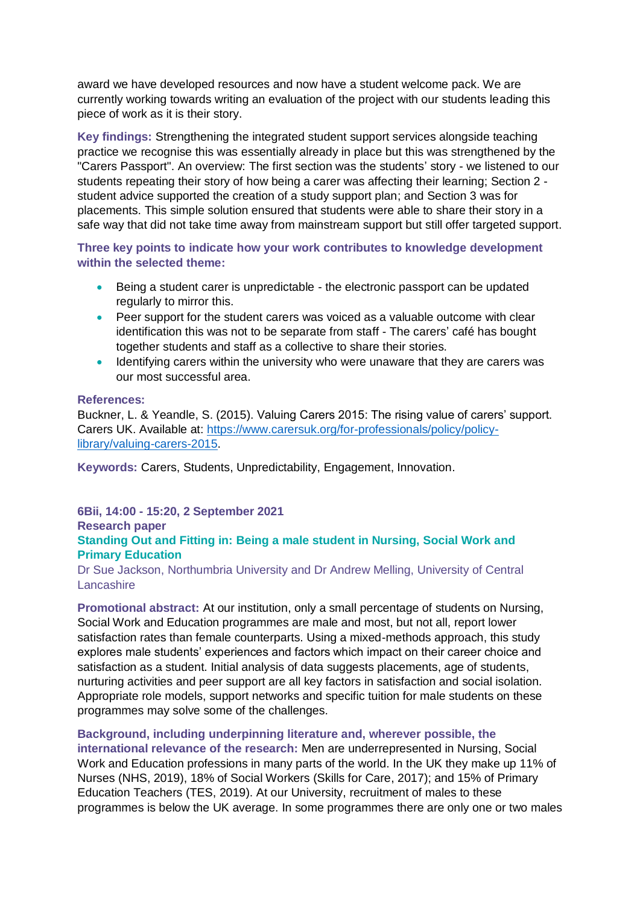award we have developed resources and now have a student welcome pack. We are currently working towards writing an evaluation of the project with our students leading this piece of work as it is their story.

**Key findings:** Strengthening the integrated student support services alongside teaching practice we recognise this was essentially already in place but this was strengthened by the "Carers Passport". An overview: The first section was the students' story - we listened to our students repeating their story of how being a carer was affecting their learning; Section 2 - student advice supported the creation of a study support plan; and Section 3 was for placements. This simple solution ensured that students were able to share their story in a safe way that did not take time away from mainstream support but still offer targeted support.

**Three key points to indicate how your work contributes to knowledge development within the selected theme:**

- Being a student carer is unpredictable - the electronic passport can be updated regularly to mirror this.
- Peer support for the student carers was voiced as a valuable outcome with clear identification this was not to be separate from staff - The carers' café has bought together students and staff as a collective to share their stories.
- Identifying carers within the university who were unaware that they are carers was our most successful area.

**References:**

Buckner, L. & Yeandle, S. (2015). Valuing Carers 2015: The rising value of carers' support. Carers UK. Available at: [https://www.carersuk.org/for-professionals/policy/policy-library/valuing-carers-2015](https://www.carersuk.org/for-professionals/policy/policy-library/valuing-carers-2015).

**Keywords:** Carers, Students, Unpredictability, Engagement, Innovation.

**6Bii, 14:00 - 15:20, 2 September 2021**
**Research paper**

## Standing Out and Fitting in: Being a male student in Nursing, Social Work and Primary Education

Dr Sue Jackson, Northumbria University and Dr Andrew Melling, University of Central Lancashire

**Promotional abstract:** At our institution, only a small percentage of students on Nursing, Social Work and Education programmes are male and most, but not all, report lower satisfaction rates than female counterparts. Using a mixed-methods approach, this study explores male students' experiences and factors which impact on their career choice and satisfaction as a student. Initial analysis of data suggests placements, age of students, nurturing activities and peer support are all key factors in satisfaction and social isolation. Appropriate role models, support networks and specific tuition for male students on these programmes may solve some of the challenges.

**Background, including underpinning literature and, wherever possible, the international relevance of the research:** Men are underrepresented in Nursing, Social Work and Education professions in many parts of the world. In the UK they make up 11% of Nurses (NHS, 2019), 18% of Social Workers (Skills for Care, 2017); and 15% of Primary Education Teachers (TES, 2019). At our University, recruitment of males to these programmes is below the UK average. In some programmes there are only one or two males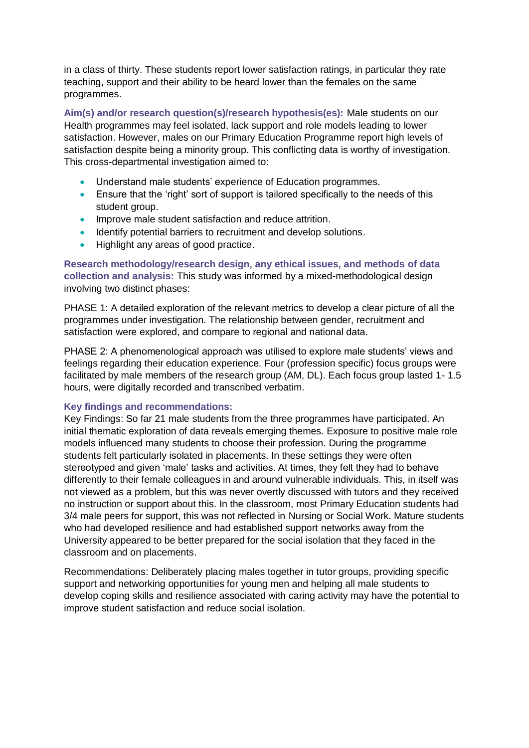in a class of thirty. These students report lower satisfaction ratings, in particular they rate teaching, support and their ability to be heard lower than the females on the same programmes.

**Aim(s) and/or research question(s)/research hypothesis(es):** Male students on our Health programmes may feel isolated, lack support and role models leading to lower satisfaction. However, males on our Primary Education Programme report high levels of satisfaction despite being a minority group. This conflicting data is worthy of investigation. This cross-departmental investigation aimed to:

- Understand male students' experience of Education programmes.
- Ensure that the 'right' sort of support is tailored specifically to the needs of this student group.
- Improve male student satisfaction and reduce attrition.
- Identify potential barriers to recruitment and develop solutions.
- Highlight any areas of good practice.

**Research methodology/research design, any ethical issues, and methods of data collection and analysis:** This study was informed by a mixed-methodological design involving two distinct phases:

PHASE 1: A detailed exploration of the relevant metrics to develop a clear picture of all the programmes under investigation. The relationship between gender, recruitment and satisfaction were explored, and compare to regional and national data.

PHASE 2: A phenomenological approach was utilised to explore male students' views and feelings regarding their education experience. Four (profession specific) focus groups were facilitated by male members of the research group (AM, DL). Each focus group lasted 1- 1.5 hours, were digitally recorded and transcribed verbatim.

**Key findings and recommendations:**
Key Findings: So far 21 male students from the three programmes have participated. An initial thematic exploration of data reveals emerging themes. Exposure to positive male role models influenced many students to choose their profession. During the programme students felt particularly isolated in placements. In these settings they were often stereotyped and given 'male' tasks and activities. At times, they felt they had to behave differently to their female colleagues in and around vulnerable individuals. This, in itself was not viewed as a problem, but this was never overtly discussed with tutors and they received no instruction or support about this. In the classroom, most Primary Education students had 3/4 male peers for support, this was not reflected in Nursing or Social Work. Mature students who had developed resilience and had established support networks away from the University appeared to be better prepared for the social isolation that they faced in the classroom and on placements.

Recommendations: Deliberately placing males together in tutor groups, providing specific support and networking opportunities for young men and helping all male students to develop coping skills and resilience associated with caring activity may have the potential to improve student satisfaction and reduce social isolation.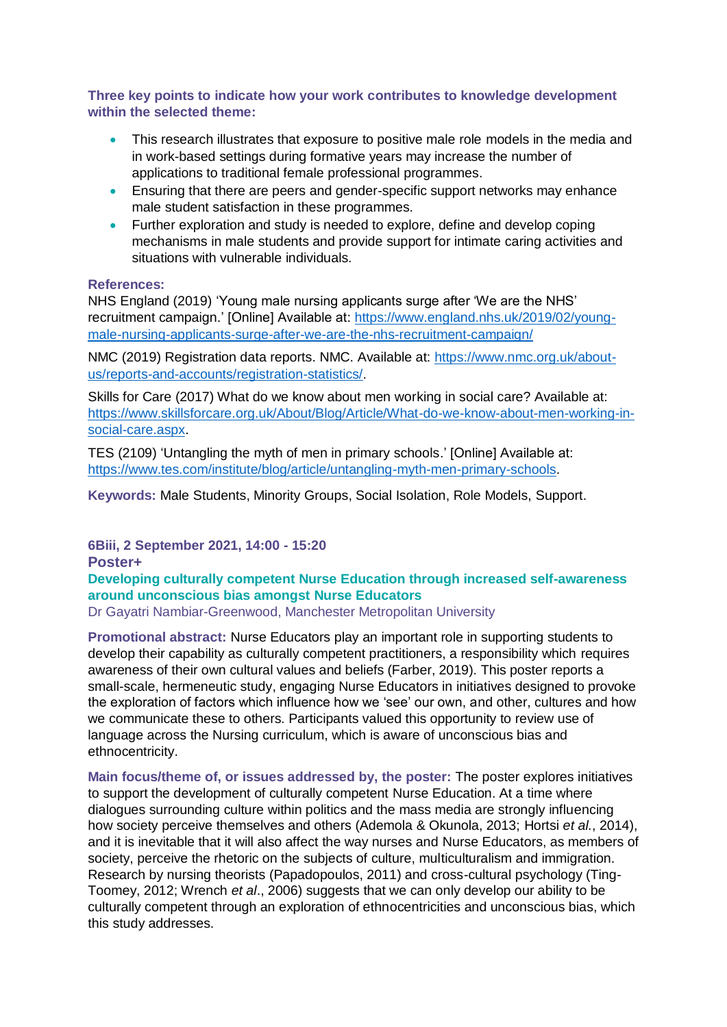**Three key points to indicate how your work contributes to knowledge development within the selected theme:**

- This research illustrates that exposure to positive male role models in the media and in work-based settings during formative years may increase the number of applications to traditional female professional programmes.
- Ensuring that there are peers and gender-specific support networks may enhance male student satisfaction in these programmes.
- Further exploration and study is needed to explore, define and develop coping mechanisms in male students and provide support for intimate caring activities and situations with vulnerable individuals.

**References:**

NHS England (2019) 'Young male nursing applicants surge after 'We are the NHS' recruitment campaign.' [Online] Available at: https://www.england.nhs.uk/2019/02/young-male-nursing-applicants-surge-after-we-are-the-nhs-recruitment-campaign/

NMC (2019) Registration data reports. NMC. Available at: https://www.nmc.org.uk/about-us/reports-and-accounts/registration-statistics/.

Skills for Care (2017) What do we know about men working in social care? Available at: https://www.skillsforcare.org.uk/About/Blog/Article/What-do-we-know-about-men-working-in-social-care.aspx.

TES (2109) 'Untangling the myth of men in primary schools.' [Online] Available at: https://www.tes.com/institute/blog/article/untangling-myth-men-primary-schools.

**Keywords:** Male Students, Minority Groups, Social Isolation, Role Models, Support.

**6Biii, 2 September 2021, 14:00 - 15:20**

**Poster+**

## Developing culturally competent Nurse Education through increased self-awareness around unconscious bias amongst Nurse Educators

Dr Gayatri Nambiar-Greenwood, Manchester Metropolitan University

**Promotional abstract:** Nurse Educators play an important role in supporting students to develop their capability as culturally competent practitioners, a responsibility which requires awareness of their own cultural values and beliefs (Farber, 2019). This poster reports a small-scale, hermeneutic study, engaging Nurse Educators in initiatives designed to provoke the exploration of factors which influence how we 'see' our own, and other, cultures and how we communicate these to others. Participants valued this opportunity to review use of language across the Nursing curriculum, which is aware of unconscious bias and ethnocentricity.

**Main focus/theme of, or issues addressed by, the poster:** The poster explores initiatives to support the development of culturally competent Nurse Education. At a time where dialogues surrounding culture within politics and the mass media are strongly influencing how society perceive themselves and others (Ademola & Okunola, 2013; Hortsi *et al.*, 2014), and it is inevitable that it will also affect the way nurses and Nurse Educators, as members of society, perceive the rhetoric on the subjects of culture, multiculturalism and immigration. Research by nursing theorists (Papadopoulos, 2011) and cross-cultural psychology (Ting-Toomey, 2012; Wrench *et al*., 2006) suggests that we can only develop our ability to be culturally competent through an exploration of ethnocentricities and unconscious bias, which this study addresses.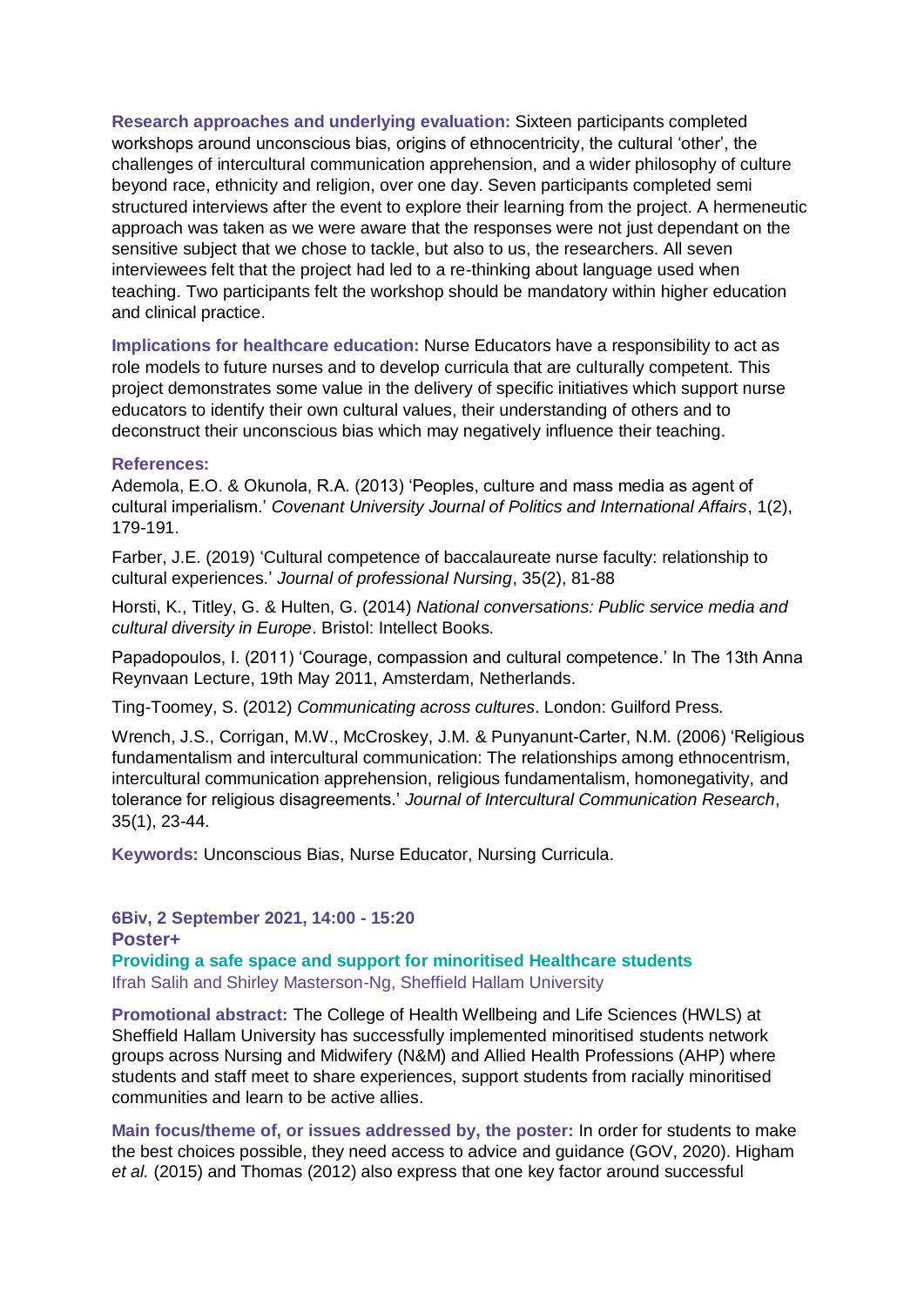**Research approaches and underlying evaluation:** Sixteen participants completed workshops around unconscious bias, origins of ethnocentricity, the cultural 'other', the challenges of intercultural communication apprehension, and a wider philosophy of culture beyond race, ethnicity and religion, over one day. Seven participants completed semi structured interviews after the event to explore their learning from the project. A hermeneutic approach was taken as we were aware that the responses were not just dependant on the sensitive subject that we chose to tackle, but also to us, the researchers. All seven interviewees felt that the project had led to a re-thinking about language used when teaching. Two participants felt the workshop should be mandatory within higher education and clinical practice.

**Implications for healthcare education:** Nurse Educators have a responsibility to act as role models to future nurses and to develop curricula that are culturally competent. This project demonstrates some value in the delivery of specific initiatives which support nurse educators to identify their own cultural values, their understanding of others and to deconstruct their unconscious bias which may negatively influence their teaching.

**References:**

Ademola, E.O. & Okunola, R.A. (2013) 'Peoples, culture and mass media as agent of cultural imperialism.' *Covenant University Journal of Politics and International Affairs*, 1(2), 179-191.

Farber, J.E. (2019) 'Cultural competence of baccalaureate nurse faculty: relationship to cultural experiences.' *Journal of professional Nursing*, 35(2), 81-88

Horsti, K., Titley, G. & Hulten, G. (2014) *National conversations: Public service media and cultural diversity in Europe*. Bristol: Intellect Books.

Papadopoulos, I. (2011) 'Courage, compassion and cultural competence.' In The 13th Anna Reynvaan Lecture, 19th May 2011, Amsterdam, Netherlands.

Ting-Toomey, S. (2012) *Communicating across cultures*. London: Guilford Press.

Wrench, J.S., Corrigan, M.W., McCroskey, J.M. & Punyanunt-Carter, N.M. (2006) 'Religious fundamentalism and intercultural communication: The relationships among ethnocentrism, intercultural communication apprehension, religious fundamentalism, homonegativity, and tolerance for religious disagreements.' *Journal of Intercultural Communication Research*, 35(1), 23-44.

**Keywords:** Unconscious Bias, Nurse Educator, Nursing Curricula.

**6Biv, 2 September 2021, 14:00 - 15:20**

**Poster+**

## Providing a safe space and support for minoritised Healthcare students

Ifrah Salih and Shirley Masterson-Ng, Sheffield Hallam University

**Promotional abstract:** The College of Health Wellbeing and Life Sciences (HWLS) at Sheffield Hallam University has successfully implemented minoritised students network groups across Nursing and Midwifery (N&M) and Allied Health Professions (AHP) where students and staff meet to share experiences, support students from racially minoritised communities and learn to be active allies.

**Main focus/theme of, or issues addressed by, the poster:** In order for students to make the best choices possible, they need access to advice and guidance (GOV, 2020). Higham *et al.* (2015) and Thomas (2012) also express that one key factor around successful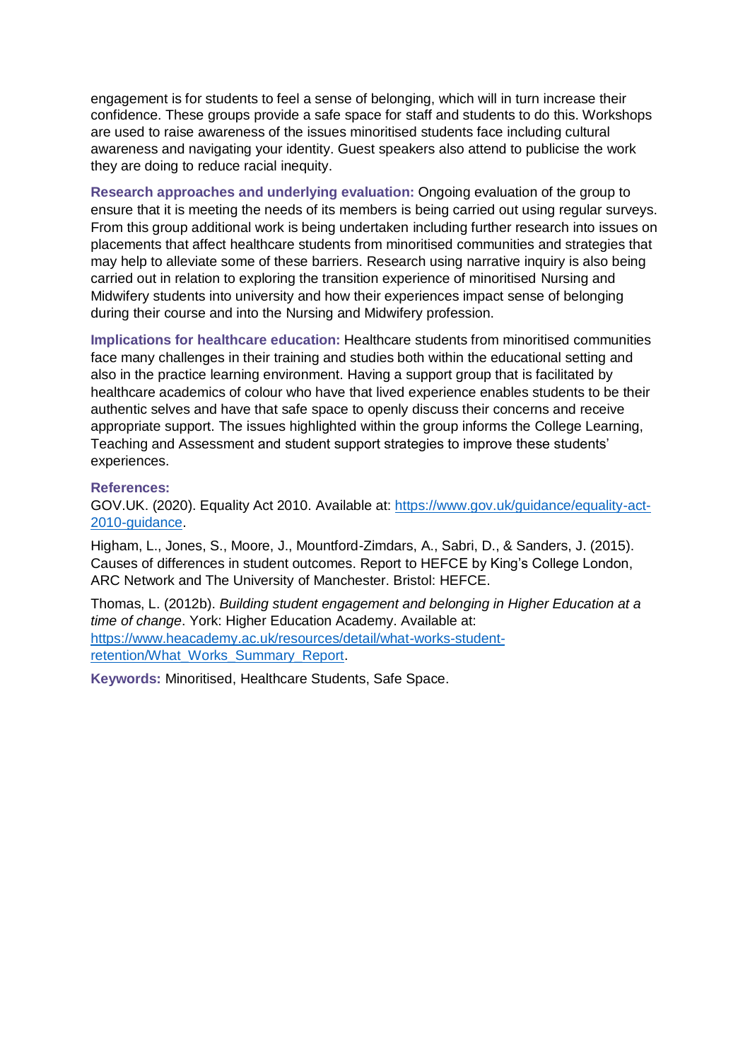engagement is for students to feel a sense of belonging, which will in turn increase their confidence. These groups provide a safe space for staff and students to do this. Workshops are used to raise awareness of the issues minoritised students face including cultural awareness and navigating your identity. Guest speakers also attend to publicise the work they are doing to reduce racial inequity.

**Research approaches and underlying evaluation:** Ongoing evaluation of the group to ensure that it is meeting the needs of its members is being carried out using regular surveys. From this group additional work is being undertaken including further research into issues on placements that affect healthcare students from minoritised communities and strategies that may help to alleviate some of these barriers. Research using narrative inquiry is also being carried out in relation to exploring the transition experience of minoritised Nursing and Midwifery students into university and how their experiences impact sense of belonging during their course and into the Nursing and Midwifery profession.

**Implications for healthcare education:** Healthcare students from minoritised communities face many challenges in their training and studies both within the educational setting and also in the practice learning environment. Having a support group that is facilitated by healthcare academics of colour who have that lived experience enables students to be their authentic selves and have that safe space to openly discuss their concerns and receive appropriate support. The issues highlighted within the group informs the College Learning, Teaching and Assessment and student support strategies to improve these students' experiences.

**References:**

GOV.UK. (2020). Equality Act 2010. Available at: [https://www.gov.uk/guidance/equality-act-2010-guidance](https://www.gov.uk/guidance/equality-act-2010-guidance).

Higham, L., Jones, S., Moore, J., Mountford-Zimdars, A., Sabri, D., & Sanders, J. (2015). Causes of differences in student outcomes. Report to HEFCE by King's College London, ARC Network and The University of Manchester. Bristol: HEFCE.

Thomas, L. (2012b). *Building student engagement and belonging in Higher Education at a time of change*. York: Higher Education Academy. Available at: [https://www.heacademy.ac.uk/resources/detail/what-works-student-retention/What_Works_Summary_Report](https://www.heacademy.ac.uk/resources/detail/what-works-student-retention/What_Works_Summary_Report).

**Keywords:** Minoritised, Healthcare Students, Safe Space.